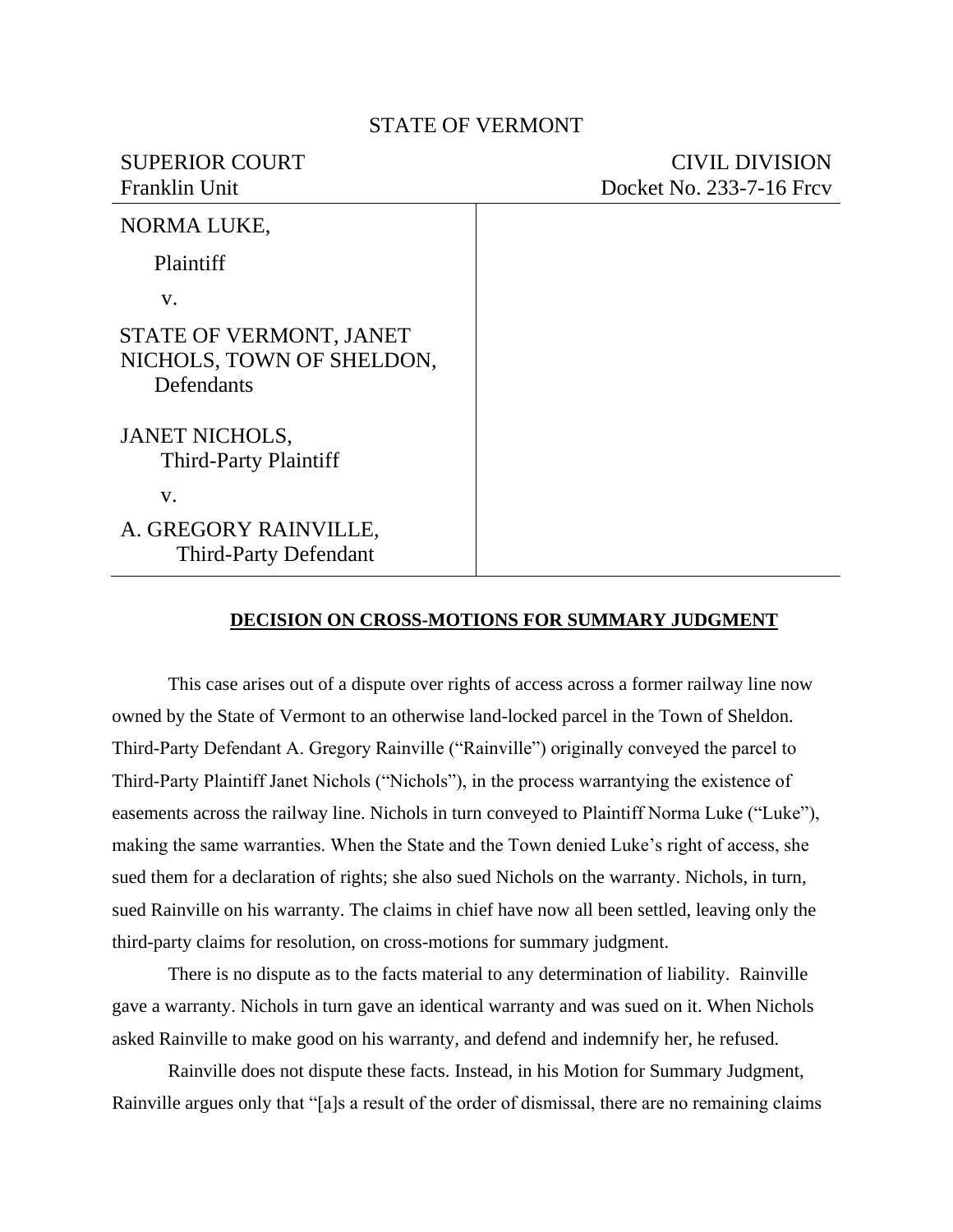STATE OF VERMONT

SUPERIOR COURT
Franklin Unit

CIVIL DIVISION
Docket No. 233-7-16 Frcv

NORMA LUKE,
Plaintiff

v.

STATE OF VERMONT, JANET NICHOLS, TOWN OF SHELDON,
Defendants

JANET NICHOLS,
Third-Party Plaintiff

v.

A. GREGORY RAINVILLE,
Third-Party Defendant

**DECISION ON CROSS-MOTIONS FOR SUMMARY JUDGMENT**

This case arises out of a dispute over rights of access across a former railway line now owned by the State of Vermont to an otherwise land-locked parcel in the Town of Sheldon. Third-Party Defendant A. Gregory Rainville ("Rainville") originally conveyed the parcel to Third-Party Plaintiff Janet Nichols ("Nichols"), in the process warrantying the existence of easements across the railway line. Nichols in turn conveyed to Plaintiff Norma Luke ("Luke"), making the same warranties. When the State and the Town denied Luke's right of access, she sued them for a declaration of rights; she also sued Nichols on the warranty. Nichols, in turn, sued Rainville on his warranty. The claims in chief have now all been settled, leaving only the third-party claims for resolution, on cross-motions for summary judgment.

There is no dispute as to the facts material to any determination of liability. Rainville gave a warranty. Nichols in turn gave an identical warranty and was sued on it. When Nichols asked Rainville to make good on his warranty, and defend and indemnify her, he refused.

Rainville does not dispute these facts. Instead, in his Motion for Summary Judgment, Rainville argues only that "[a]s a result of the order of dismissal, there are no remaining claims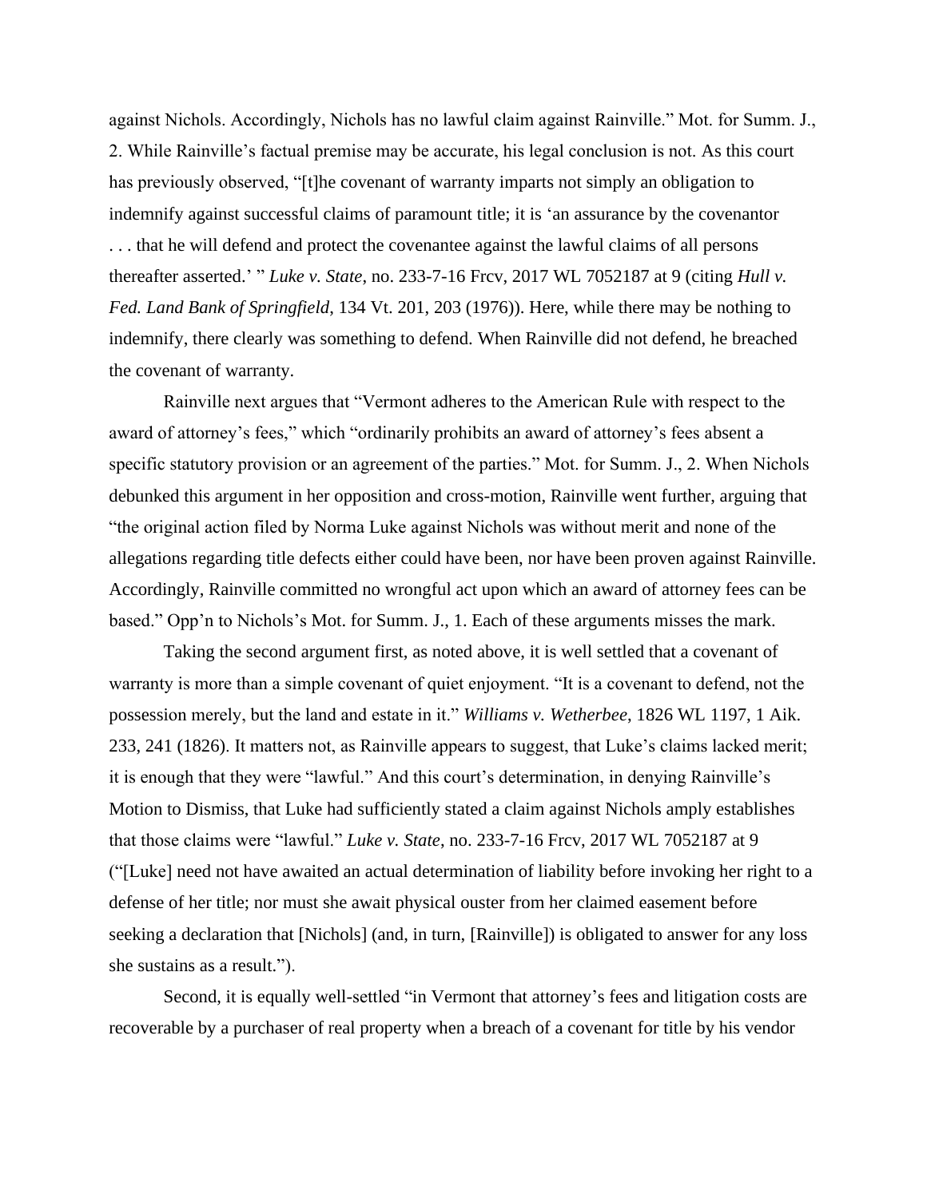against Nichols. Accordingly, Nichols has no lawful claim against Rainville." Mot. for Summ. J., 2. While Rainville's factual premise may be accurate, his legal conclusion is not. As this court has previously observed, "[t]he covenant of warranty imparts not simply an obligation to indemnify against successful claims of paramount title; it is 'an assurance by the covenantor . . . that he will defend and protect the covenantee against the lawful claims of all persons thereafter asserted.' " *Luke v. State*, no. 233-7-16 Frcv, 2017 WL 7052187 at 9 (citing *Hull v. Fed. Land Bank of Springfield*, 134 Vt. 201, 203 (1976)). Here, while there may be nothing to indemnify, there clearly was something to defend. When Rainville did not defend, he breached the covenant of warranty.

Rainville next argues that "Vermont adheres to the American Rule with respect to the award of attorney's fees," which "ordinarily prohibits an award of attorney's fees absent a specific statutory provision or an agreement of the parties." Mot. for Summ. J., 2. When Nichols debunked this argument in her opposition and cross-motion, Rainville went further, arguing that "the original action filed by Norma Luke against Nichols was without merit and none of the allegations regarding title defects either could have been, nor have been proven against Rainville. Accordingly, Rainville committed no wrongful act upon which an award of attorney fees can be based." Opp'n to Nichols's Mot. for Summ. J., 1. Each of these arguments misses the mark.

Taking the second argument first, as noted above, it is well settled that a covenant of warranty is more than a simple covenant of quiet enjoyment. "It is a covenant to defend, not the possession merely, but the land and estate in it." *Williams v. Wetherbee*, 1826 WL 1197, 1 Aik. 233, 241 (1826). It matters not, as Rainville appears to suggest, that Luke's claims lacked merit; it is enough that they were "lawful." And this court's determination, in denying Rainville's Motion to Dismiss, that Luke had sufficiently stated a claim against Nichols amply establishes that those claims were "lawful." *Luke v. State*, no. 233-7-16 Frcv, 2017 WL 7052187 at 9 ("[Luke] need not have awaited an actual determination of liability before invoking her right to a defense of her title; nor must she await physical ouster from her claimed easement before seeking a declaration that [Nichols] (and, in turn, [Rainville]) is obligated to answer for any loss she sustains as a result.").

Second, it is equally well-settled "in Vermont that attorney's fees and litigation costs are recoverable by a purchaser of real property when a breach of a covenant for title by his vendor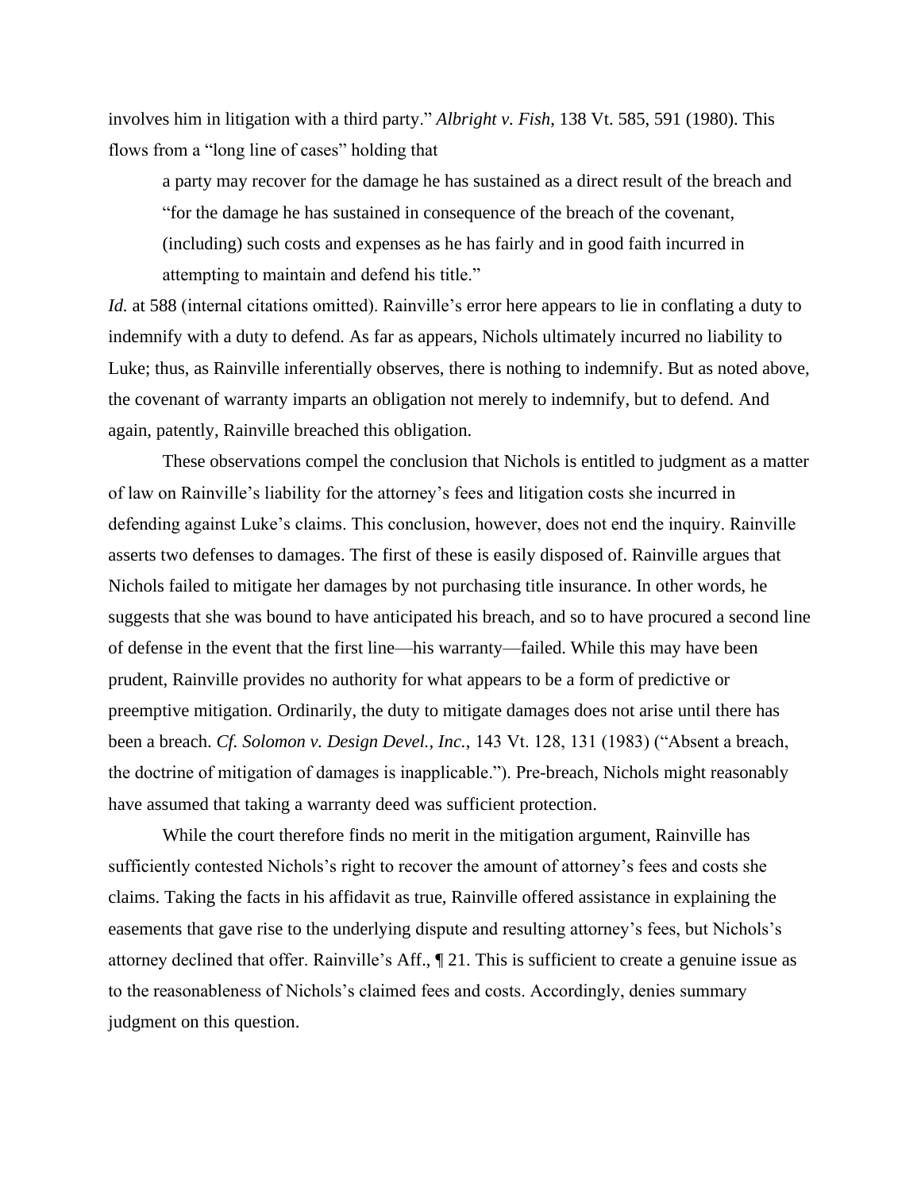involves him in litigation with a third party." *Albright v. Fish*, 138 Vt. 585, 591 (1980). This flows from a "long line of cases" holding that

> a party may recover for the damage he has sustained as a direct result of the breach and "for the damage he has sustained in consequence of the breach of the covenant, (including) such costs and expenses as he has fairly and in good faith incurred in attempting to maintain and defend his title."

*Id.* at 588 (internal citations omitted). Rainville's error here appears to lie in conflating a duty to indemnify with a duty to defend. As far as appears, Nichols ultimately incurred no liability to Luke; thus, as Rainville inferentially observes, there is nothing to indemnify. But as noted above, the covenant of warranty imparts an obligation not merely to indemnify, but to defend. And again, patently, Rainville breached this obligation.

These observations compel the conclusion that Nichols is entitled to judgment as a matter of law on Rainville's liability for the attorney's fees and litigation costs she incurred in defending against Luke's claims. This conclusion, however, does not end the inquiry. Rainville asserts two defenses to damages. The first of these is easily disposed of. Rainville argues that Nichols failed to mitigate her damages by not purchasing title insurance. In other words, he suggests that she was bound to have anticipated his breach, and so to have procured a second line of defense in the event that the first line—his warranty—failed. While this may have been prudent, Rainville provides no authority for what appears to be a form of predictive or preemptive mitigation. Ordinarily, the duty to mitigate damages does not arise until there has been a breach. *Cf. Solomon v. Design Devel., Inc.*, 143 Vt. 128, 131 (1983) ("Absent a breach, the doctrine of mitigation of damages is inapplicable."). Pre-breach, Nichols might reasonably have assumed that taking a warranty deed was sufficient protection.

While the court therefore finds no merit in the mitigation argument, Rainville has sufficiently contested Nichols's right to recover the amount of attorney's fees and costs she claims. Taking the facts in his affidavit as true, Rainville offered assistance in explaining the easements that gave rise to the underlying dispute and resulting attorney's fees, but Nichols's attorney declined that offer. Rainville's Aff., ¶ 21. This is sufficient to create a genuine issue as to the reasonableness of Nichols's claimed fees and costs. Accordingly, denies summary judgment on this question.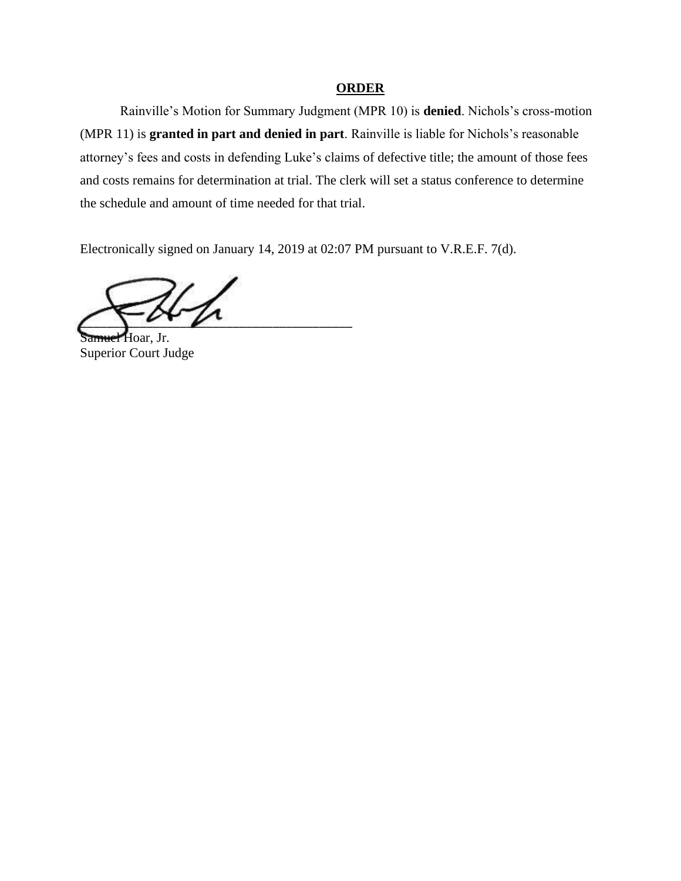**ORDER**

Rainville's Motion for Summary Judgment (MPR 10) is **denied**. Nichols's cross-motion (MPR 11) is **granted in part and denied in part**. Rainville is liable for Nichols's reasonable attorney's fees and costs in defending Luke's claims of defective title; the amount of those fees and costs remains for determination at trial. The clerk will set a status conference to determine the schedule and amount of time needed for that trial.

Electronically signed on January 14, 2019 at 02:07 PM pursuant to V.R.E.F. 7(d).

_______________________________________

Samuel Hoar, Jr.
Superior Court Judge